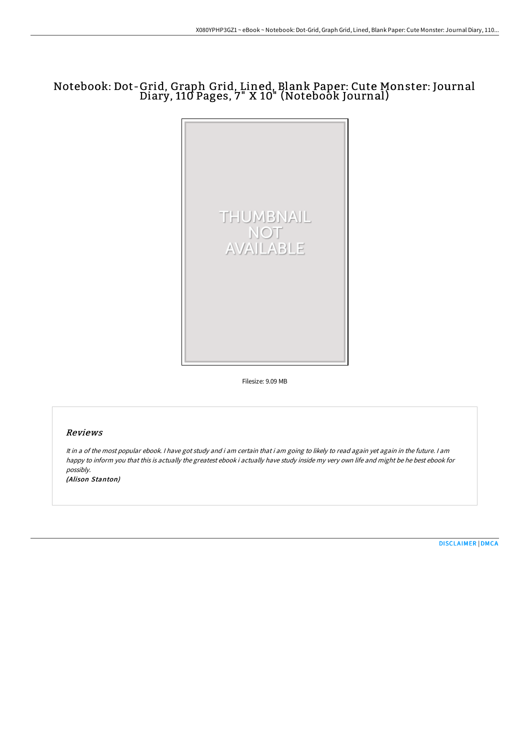# Notebook: Dot-Grid, Graph Grid, Lined, Blank Paper: Cute Monster: Journal Diary, 110 Pages, 7" X 10" (Notebook Journal)

Filesize: 9.09 MB

## *Reviews*

*It in a of the most popular ebook. I have got study and i am certain that i am going to likely to read again yet again in the future. I am happy to inform you that this is actually the greatest ebook i actually have study inside my very own life and might be he best ebook for possibly.*

***(Alison Stanton)***

DISCLAIMER | DMCA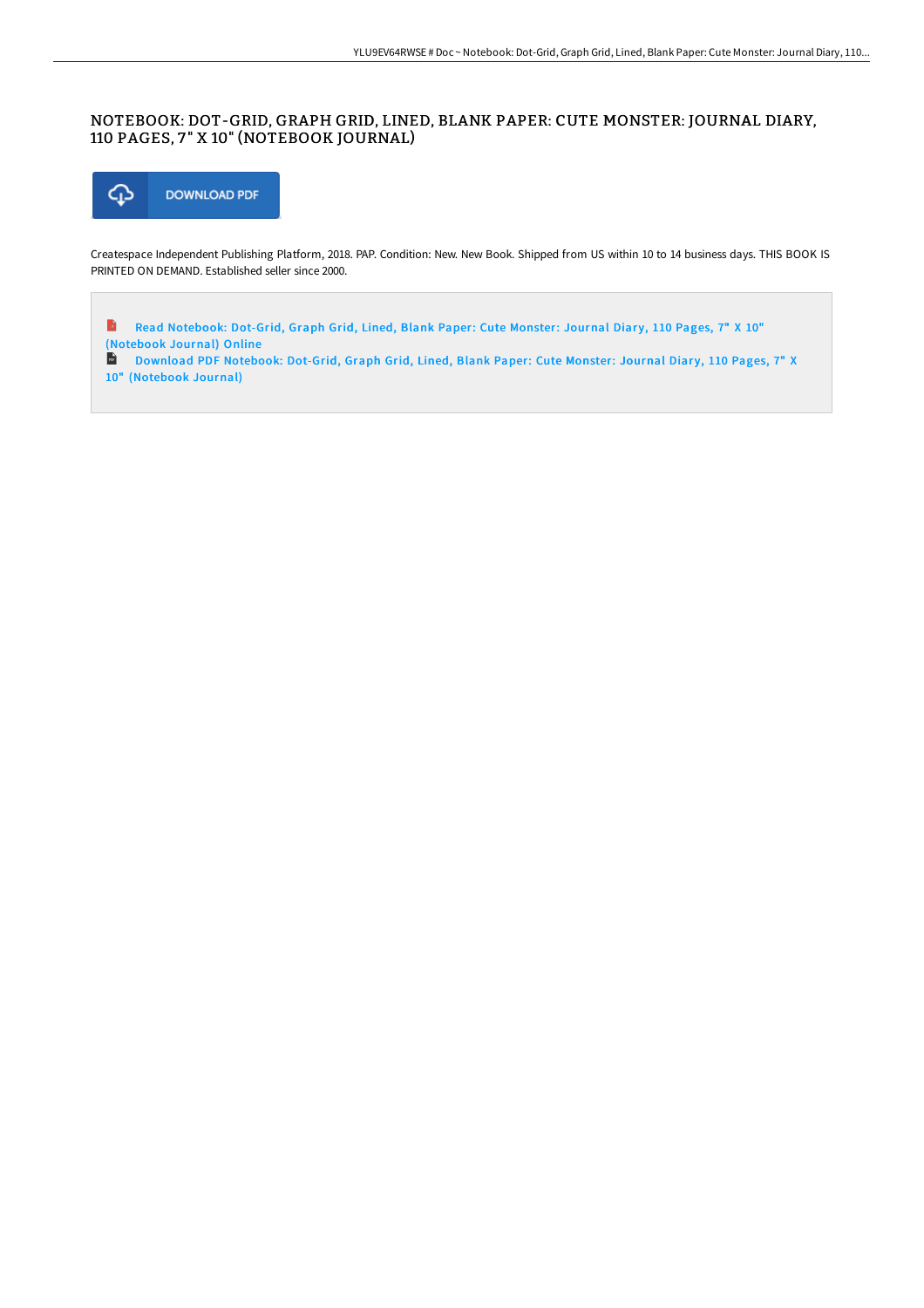# NOTEBOOK: DOT-GRID, GRAPH GRID, LINED, BLANK PAPER: CUTE MONSTER: JOURNAL DIARY, 110 PAGES, 7" X 10" (NOTEBOOK JOURNAL)

DOWNLOAD PDF

Createspace Independent Publishing Platform, 2018. PAP. Condition: New. New Book. Shipped from US within 10 to 14 business days. THIS BOOK IS PRINTED ON DEMAND. Established seller since 2000.

Read Notebook: Dot-Grid, Graph Grid, Lined, Blank Paper: Cute Monster: Journal Diary, 110 Pages, 7" X 10" (Notebook Journal) Online

Download PDF Notebook: Dot-Grid, Graph Grid, Lined, Blank Paper: Cute Monster: Journal Diary, 110 Pages, 7" X 10" (Notebook Journal)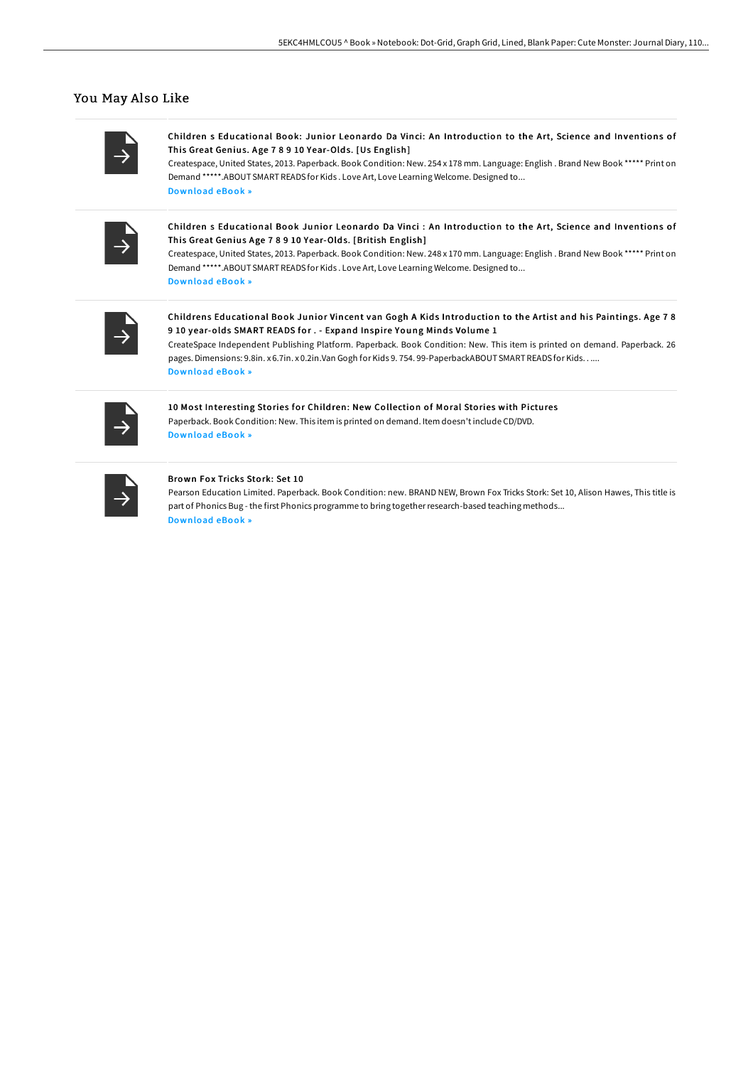## You May Also Like

**Children s Educational Book: Junior Leonardo Da Vinci: An Introduction to the Art, Science and Inventions of This Great Genius. Age 7 8 9 10 Year-Olds. [Us English]**

Createspace, United States, 2013. Paperback. Book Condition: New. 254 x 178 mm. Language: English . Brand New Book ***** Print on Demand *****.ABOUT SMART READS for Kids . Love Art, Love Learning Welcome. Designed to...

Download eBook »

**Children s Educational Book Junior Leonardo Da Vinci : An Introduction to the Art, Science and Inventions of This Great Genius Age 7 8 9 10 Year-Olds. [British English]**

Createspace, United States, 2013. Paperback. Book Condition: New. 248 x 170 mm. Language: English . Brand New Book ***** Print on Demand *****.ABOUT SMART READS for Kids . Love Art, Love Learning Welcome. Designed to...

Download eBook »

**Childrens Educational Book Junior Vincent van Gogh A Kids Introduction to the Artist and his Paintings. Age 7 8 9 10 year-olds SMART READS for . - Expand Inspire Young Minds Volume 1**

CreateSpace Independent Publishing Platform. Paperback. Book Condition: New. This item is printed on demand. Paperback. 26 pages. Dimensions: 9.8in. x 6.7in. x 0.2in.Van Gogh for Kids 9. 754. 99-PaperbackABOUT SMART READS for Kids. . ....

Download eBook »

**10 Most Interesting Stories for Children: New Collection of Moral Stories with Pictures**

Paperback. Book Condition: New. This item is printed on demand. Item doesn't include CD/DVD.

Download eBook »

**Brown Fox Tricks Stork: Set 10**

Pearson Education Limited. Paperback. Book Condition: new. BRAND NEW, Brown Fox Tricks Stork: Set 10, Alison Hawes, This title is part of Phonics Bug - the first Phonics programme to bring together research-based teaching methods...

Download eBook »